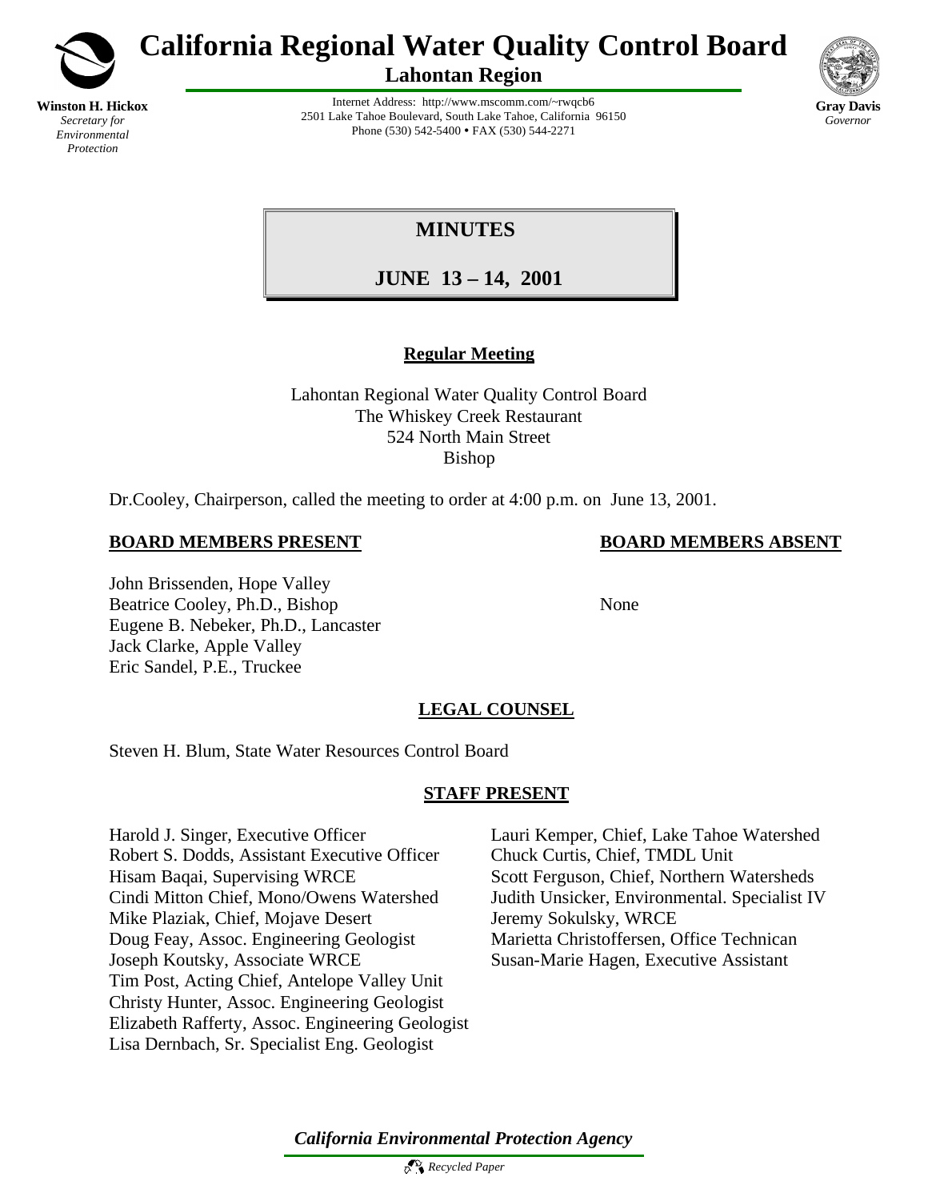**Winston H. Hickox**
*Secretary for Environmental Protection*

# California Regional Water Quality Control Board

## Lahontan Region

Internet Address: http://www.mscomm.com/~rwqcb6
2501 Lake Tahoe Boulevard, South Lake Tahoe, California 96150
Phone (530) 542-5400 • FAX (530) 544-2271

**Gray Davis**
*Governor*

# MINUTES

# JUNE 13 – 14, 2001

## Regular Meeting

Lahontan Regional Water Quality Control Board
The Whiskey Creek Restaurant
524 North Main Street
Bishop

Dr.Cooley, Chairperson, called the meeting to order at 4:00 p.m. on June 13, 2001.

**BOARD MEMBERS PRESENT**

John Brissenden, Hope Valley
Beatrice Cooley, Ph.D., Bishop
Eugene B. Nebeker, Ph.D., Lancaster
Jack Clarke, Apple Valley
Eric Sandel, P.E., Truckee

**BOARD MEMBERS ABSENT**

None

**LEGAL COUNSEL**

Steven H. Blum, State Water Resources Control Board

**STAFF PRESENT**

Harold J. Singer, Executive Officer
Robert S. Dodds, Assistant Executive Officer
Hisam Baqai, Supervising WRCE
Cindi Mitton Chief, Mono/Owens Watershed
Mike Plaziak, Chief, Mojave Desert
Doug Feay, Assoc. Engineering Geologist
Joseph Koutsky, Associate WRCE
Tim Post, Acting Chief, Antelope Valley Unit
Christy Hunter, Assoc. Engineering Geologist
Elizabeth Rafferty, Assoc. Engineering Geologist
Lisa Dernbach, Sr. Specialist Eng. Geologist
Lauri Kemper, Chief, Lake Tahoe Watershed
Chuck Curtis, Chief, TMDL Unit
Scott Ferguson, Chief, Northern Watersheds
Judith Unsicker, Environmental. Specialist IV
Jeremy Sokulsky, WRCE
Marietta Christoffersen, Office Technican
Susan-Marie Hagen, Executive Assistant

*California Environmental Protection Agency*

*Recycled Paper*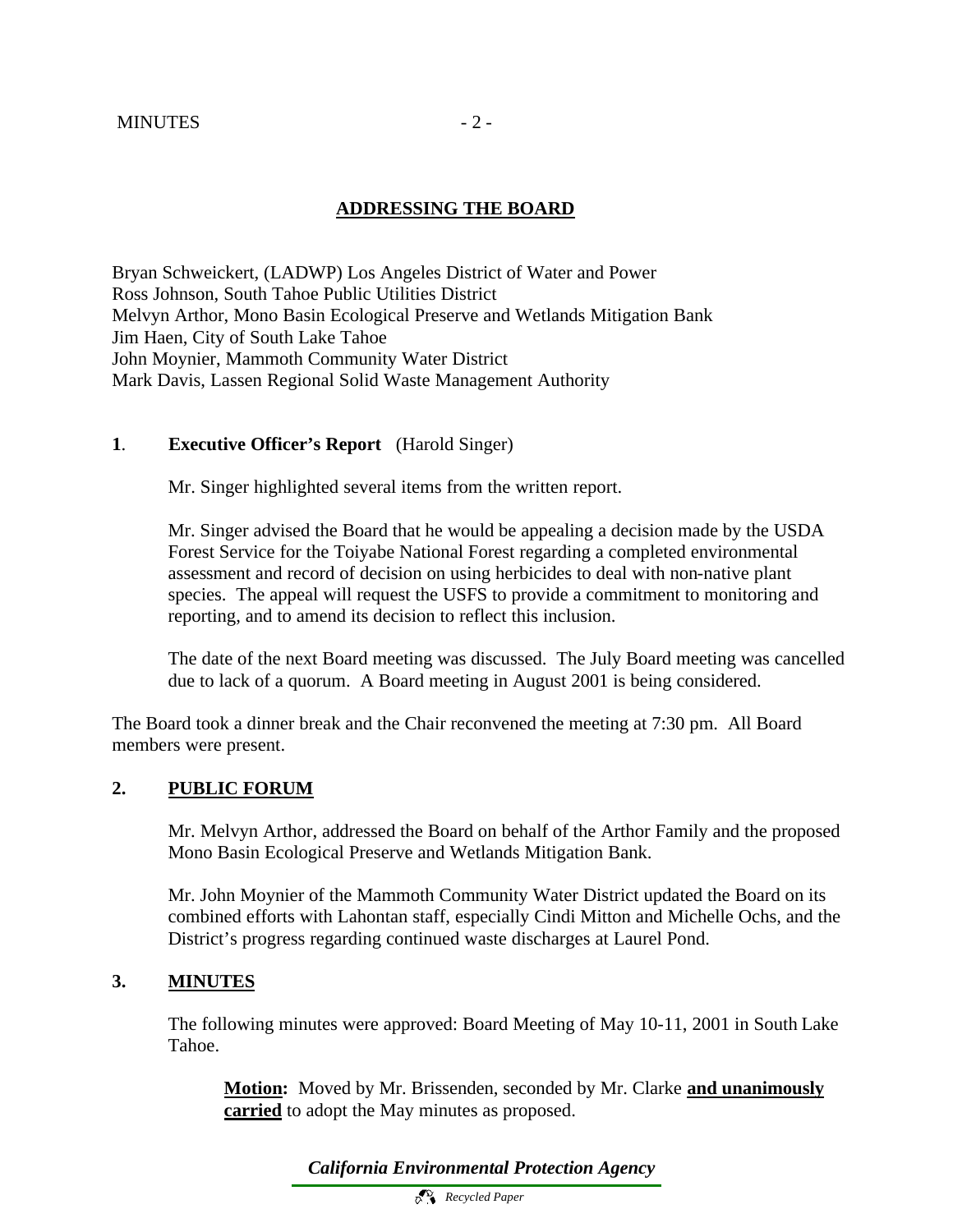## ADDRESSING THE BOARD

Bryan Schweickert, (LADWP) Los Angeles District of Water and Power
Ross Johnson, South Tahoe Public Utilities District
Melvyn Arthor, Mono Basin Ecological Preserve and Wetlands Mitigation Bank
Jim Haen, City of South Lake Tahoe
John Moynier, Mammoth Community Water District
Mark Davis, Lassen Regional Solid Waste Management Authority

**1**. **Executive Officer's Report** (Harold Singer)

Mr. Singer highlighted several items from the written report.

Mr. Singer advised the Board that he would be appealing a decision made by the USDA Forest Service for the Toiyabe National Forest regarding a completed environmental assessment and record of decision on using herbicides to deal with non-native plant species. The appeal will request the USFS to provide a commitment to monitoring and reporting, and to amend its decision to reflect this inclusion.

The date of the next Board meeting was discussed. The July Board meeting was cancelled due to lack of a quorum. A Board meeting in August 2001 is being considered.

The Board took a dinner break and the Chair reconvened the meeting at 7:30 pm. All Board members were present.

**2. PUBLIC FORUM**

Mr. Melvyn Arthor, addressed the Board on behalf of the Arthor Family and the proposed Mono Basin Ecological Preserve and Wetlands Mitigation Bank.

Mr. John Moynier of the Mammoth Community Water District updated the Board on its combined efforts with Lahontan staff, especially Cindi Mitton and Michelle Ochs, and the District's progress regarding continued waste discharges at Laurel Pond.

**3. MINUTES**

The following minutes were approved: Board Meeting of May 10-11, 2001 in South Lake Tahoe.

**Motion:** Moved by Mr. Brissenden, seconded by Mr. Clarke **and unanimously carried** to adopt the May minutes as proposed.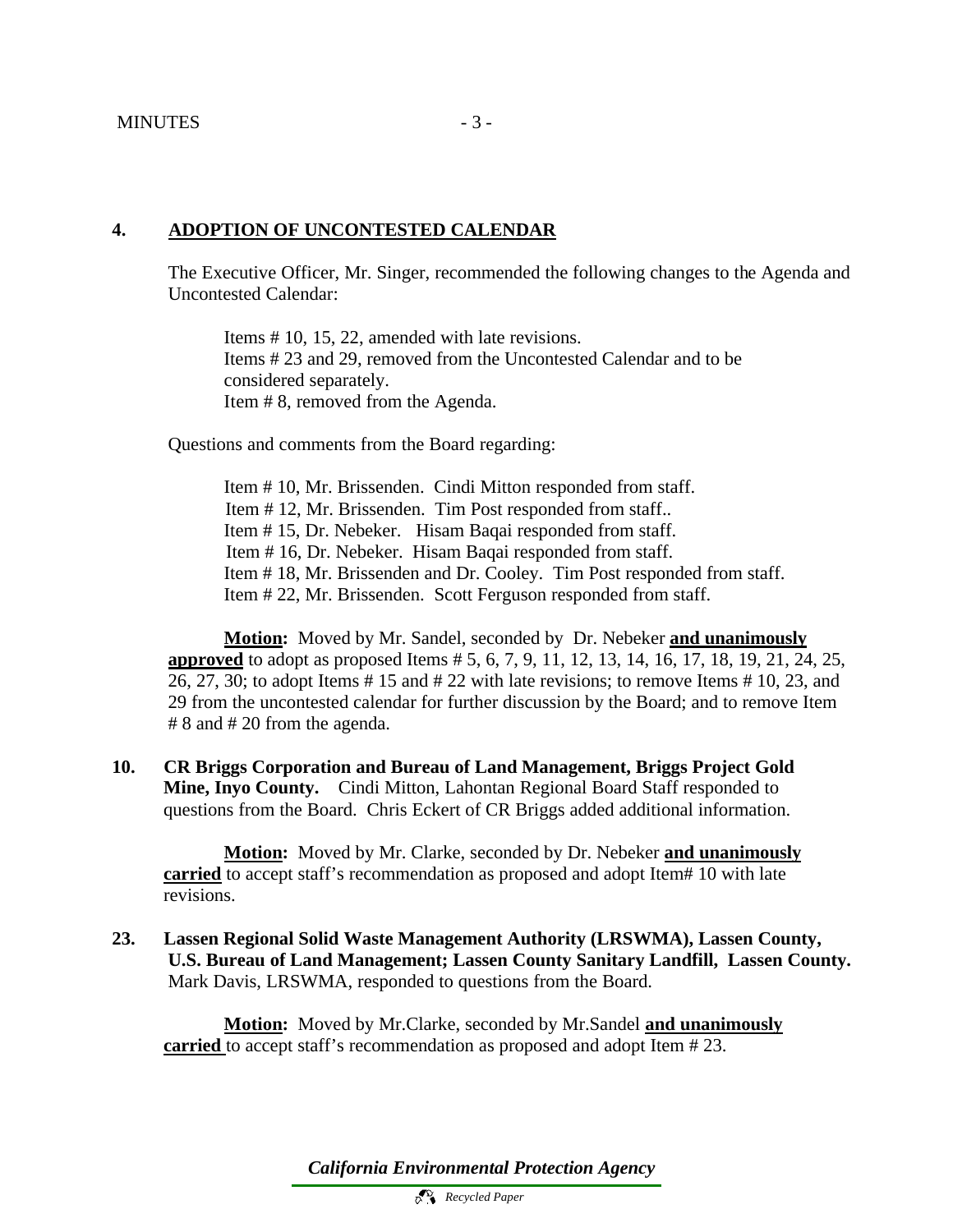## 4. ADOPTION OF UNCONTESTED CALENDAR

The Executive Officer, Mr. Singer, recommended the following changes to the Agenda and Uncontested Calendar:

Items # 10, 15, 22, amended with late revisions.
Items # 23 and 29, removed from the Uncontested Calendar and to be considered separately.
Item # 8, removed from the Agenda.

Questions and comments from the Board regarding:

Item # 10, Mr. Brissenden. Cindi Mitton responded from staff.
Item # 12, Mr. Brissenden. Tim Post responded from staff..
Item # 15, Dr. Nebeker. Hisam Baqai responded from staff.
Item # 16, Dr. Nebeker. Hisam Baqai responded from staff.
Item # 18, Mr. Brissenden and Dr. Cooley. Tim Post responded from staff.
Item # 22, Mr. Brissenden. Scott Ferguson responded from staff.

**Motion:** Moved by Mr. Sandel, seconded by Dr. Nebeker **and unanimously approved** to adopt as proposed Items # 5, 6, 7, 9, 11, 12, 13, 14, 16, 17, 18, 19, 21, 24, 25, 26, 27, 30; to adopt Items # 15 and # 22 with late revisions; to remove Items # 10, 23, and 29 from the uncontested calendar for further discussion by the Board; and to remove Item # 8 and # 20 from the agenda.

**10. CR Briggs Corporation and Bureau of Land Management, Briggs Project Gold Mine, Inyo County.** Cindi Mitton, Lahontan Regional Board Staff responded to questions from the Board. Chris Eckert of CR Briggs added additional information.

**Motion:** Moved by Mr. Clarke, seconded by Dr. Nebeker **and unanimously carried** to accept staff's recommendation as proposed and adopt Item# 10 with late revisions.

**23. Lassen Regional Solid Waste Management Authority (LRSWMA), Lassen County, U.S. Bureau of Land Management; Lassen County Sanitary Landfill, Lassen County.** Mark Davis, LRSWMA, responded to questions from the Board.

**Motion:** Moved by Mr.Clarke, seconded by Mr.Sandel **and unanimously carried** to accept staff's recommendation as proposed and adopt Item # 23.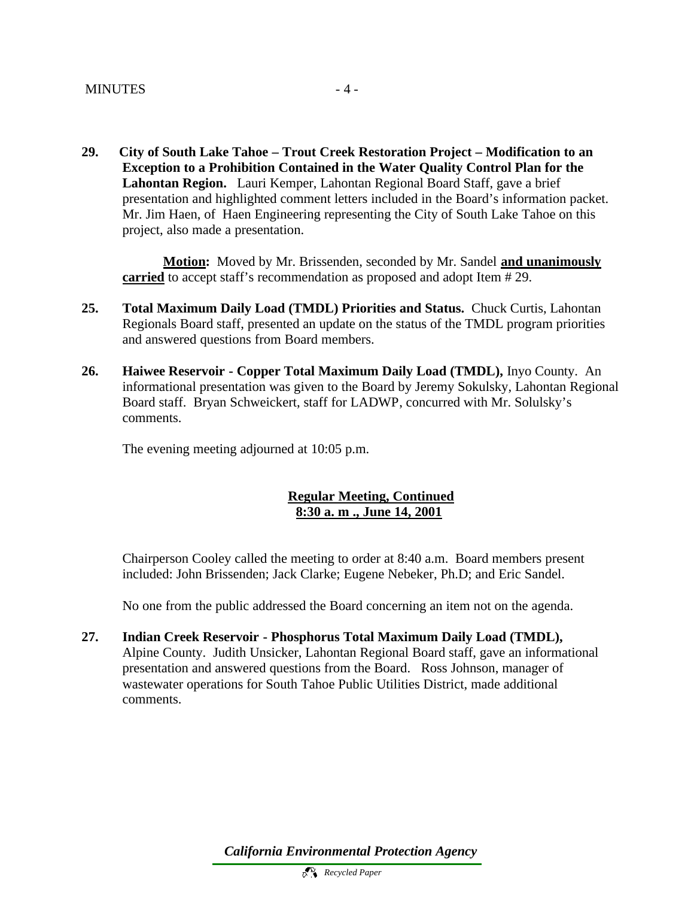**29. City of South Lake Tahoe – Trout Creek Restoration Project – Modification to an Exception to a Prohibition Contained in the Water Quality Control Plan for the Lahontan Region.** Lauri Kemper, Lahontan Regional Board Staff, gave a brief presentation and highlighted comment letters included in the Board's information packet. Mr. Jim Haen, of Haen Engineering representing the City of South Lake Tahoe on this project, also made a presentation.

**Motion:** Moved by Mr. Brissenden, seconded by Mr. Sandel **and unanimously carried** to accept staff's recommendation as proposed and adopt Item # 29.

**25. Total Maximum Daily Load (TMDL) Priorities and Status.** Chuck Curtis, Lahontan Regionals Board staff, presented an update on the status of the TMDL program priorities and answered questions from Board members.

**26. Haiwee Reservoir - Copper Total Maximum Daily Load (TMDL),** Inyo County. An informational presentation was given to the Board by Jeremy Sokulsky, Lahontan Regional Board staff. Bryan Schweickert, staff for LADWP, concurred with Mr. Solulsky's comments.

The evening meeting adjourned at 10:05 p.m.

**Regular Meeting, Continued**
**8:30 a. m ., June 14, 2001**

Chairperson Cooley called the meeting to order at 8:40 a.m. Board members present included: John Brissenden; Jack Clarke; Eugene Nebeker, Ph.D; and Eric Sandel.

No one from the public addressed the Board concerning an item not on the agenda.

**27. Indian Creek Reservoir - Phosphorus Total Maximum Daily Load (TMDL),** Alpine County. Judith Unsicker, Lahontan Regional Board staff, gave an informational presentation and answered questions from the Board. Ross Johnson, manager of wastewater operations for South Tahoe Public Utilities District, made additional comments.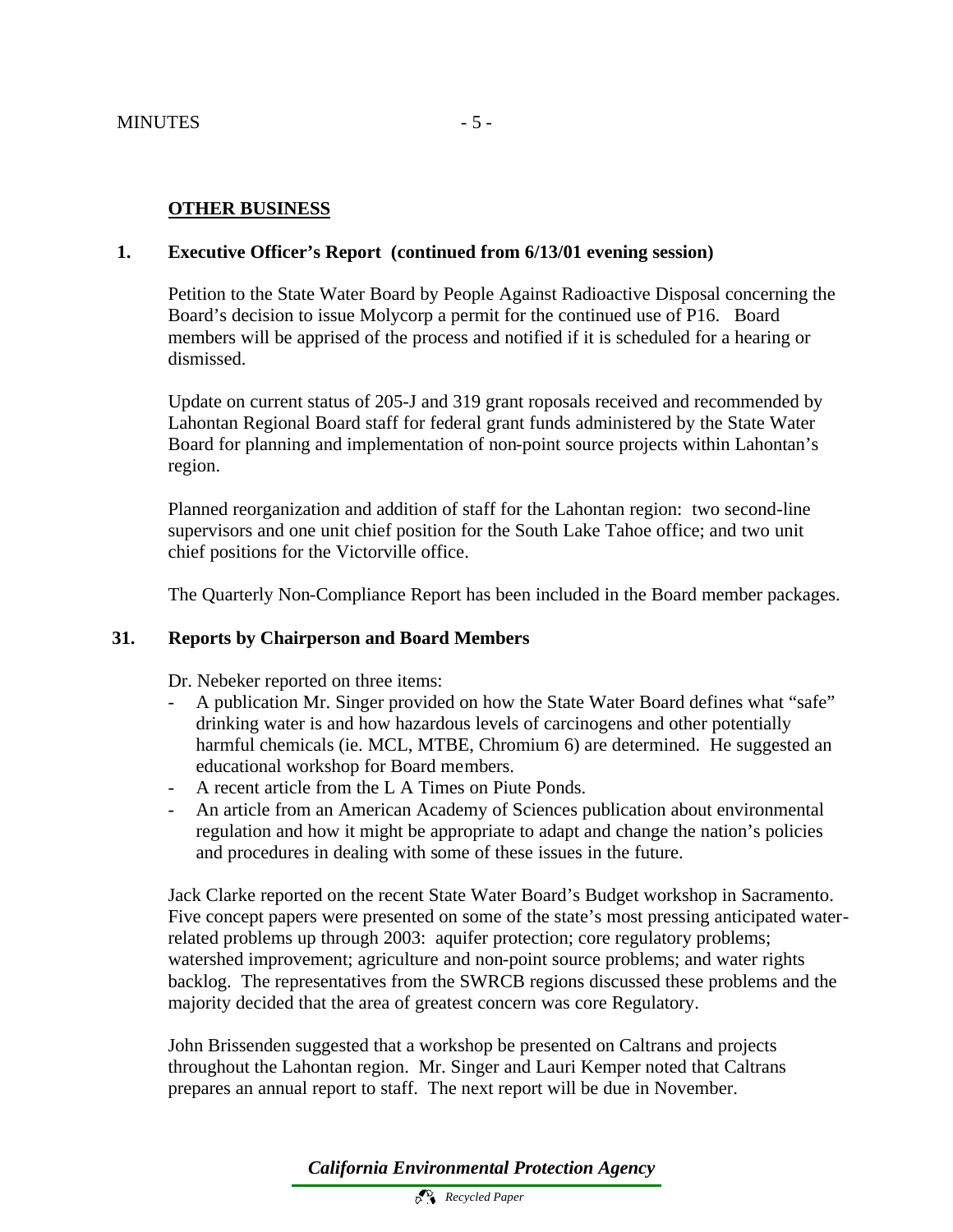## OTHER BUSINESS

**1. Executive Officer's Report (continued from 6/13/01 evening session)**

Petition to the State Water Board by People Against Radioactive Disposal concerning the Board's decision to issue Molycorp a permit for the continued use of P16. Board members will be apprised of the process and notified if it is scheduled for a hearing or dismissed.

Update on current status of 205-J and 319 grant roposals received and recommended by Lahontan Regional Board staff for federal grant funds administered by the State Water Board for planning and implementation of non-point source projects within Lahontan's region.

Planned reorganization and addition of staff for the Lahontan region: two second-line supervisors and one unit chief position for the South Lake Tahoe office; and two unit chief positions for the Victorville office.

The Quarterly Non-Compliance Report has been included in the Board member packages.

**31. Reports by Chairperson and Board Members**

Dr. Nebeker reported on three items:

- A publication Mr. Singer provided on how the State Water Board defines what "safe" drinking water is and how hazardous levels of carcinogens and other potentially harmful chemicals (ie. MCL, MTBE, Chromium 6) are determined. He suggested an educational workshop for Board members.
- A recent article from the L A Times on Piute Ponds.
- An article from an American Academy of Sciences publication about environmental regulation and how it might be appropriate to adapt and change the nation's policies and procedures in dealing with some of these issues in the future.

Jack Clarke reported on the recent State Water Board's Budget workshop in Sacramento. Five concept papers were presented on some of the state's most pressing anticipated water-related problems up through 2003: aquifer protection; core regulatory problems; watershed improvement; agriculture and non-point source problems; and water rights backlog. The representatives from the SWRCB regions discussed these problems and the majority decided that the area of greatest concern was core Regulatory.

John Brissenden suggested that a workshop be presented on Caltrans and projects throughout the Lahontan region. Mr. Singer and Lauri Kemper noted that Caltrans prepares an annual report to staff. The next report will be due in November.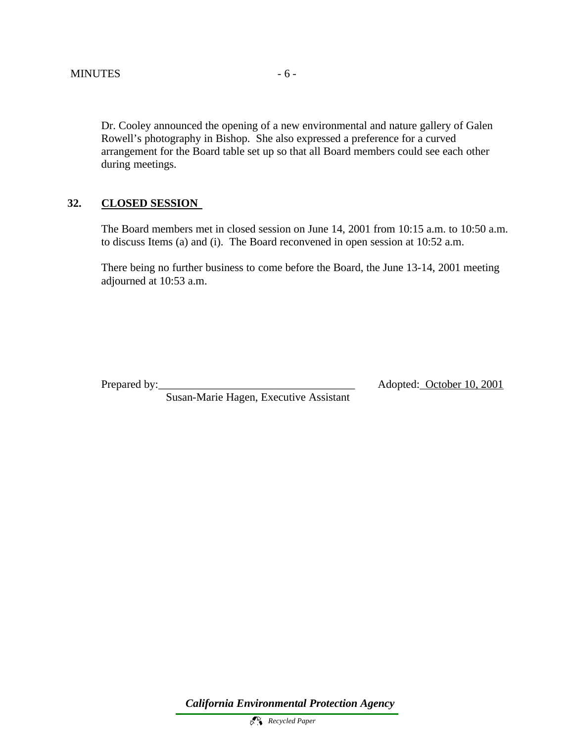Dr. Cooley announced the opening of a new environmental and nature gallery of Galen Rowell's photography in Bishop. She also expressed a preference for a curved arrangement for the Board table set up so that all Board members could see each other during meetings.

## 32. CLOSED SESSION

The Board members met in closed session on June 14, 2001 from 10:15 a.m. to 10:50 a.m. to discuss Items (a) and (i). The Board reconvened in open session at 10:52 a.m.

There being no further business to come before the Board, the June 13-14, 2001 meeting adjourned at 10:53 a.m.

Prepared by:___________________________________ Adopted: October 10, 2001
Susan-Marie Hagen, Executive Assistant

***California Environmental Protection Agency***

*Recycled Paper*